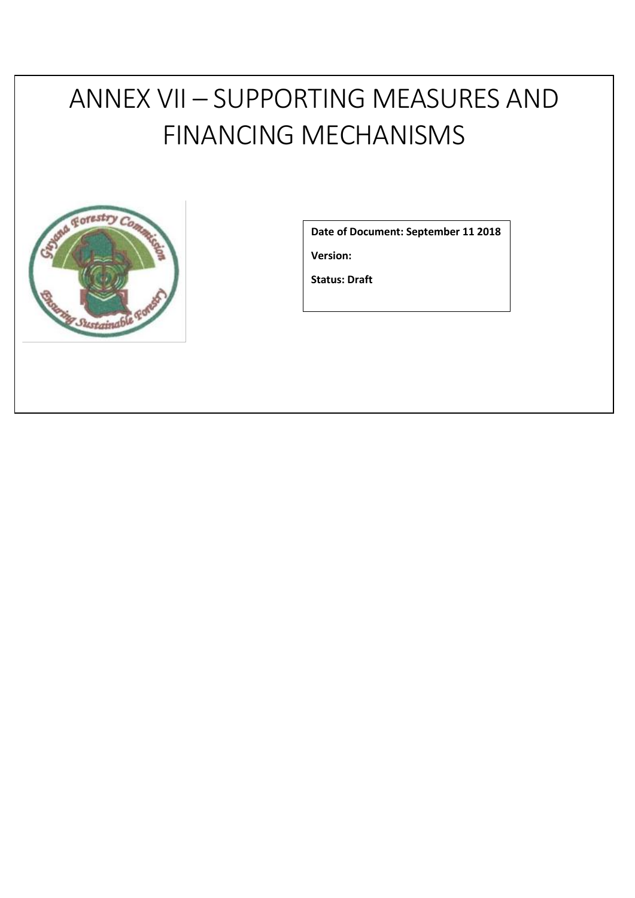# ANNEX VII – SUPPORTING MEASURES AND FINANCING MECHANISMS

**Date of Document: September 11 2018**

**Version:**

**Status: Draft**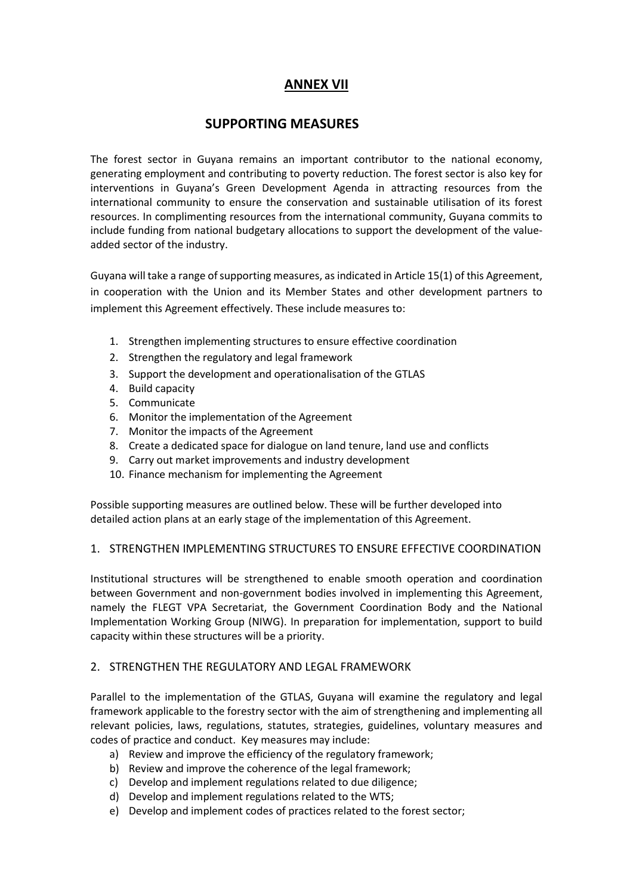# ANNEX VII

## SUPPORTING MEASURES

The forest sector in Guyana remains an important contributor to the national economy, generating employment and contributing to poverty reduction. The forest sector is also key for interventions in Guyana's Green Development Agenda in attracting resources from the international community to ensure the conservation and sustainable utilisation of its forest resources. In complimenting resources from the international community, Guyana commits to include funding from national budgetary allocations to support the development of the value-added sector of the industry.

Guyana will take a range of supporting measures, as indicated in Article 15(1) of this Agreement, in cooperation with the Union and its Member States and other development partners to implement this Agreement effectively. These include measures to:

1. Strengthen implementing structures to ensure effective coordination
2. Strengthen the regulatory and legal framework
3. Support the development and operationalisation of the GTLAS
4. Build capacity
5. Communicate
6. Monitor the implementation of the Agreement
7. Monitor the impacts of the Agreement
8. Create a dedicated space for dialogue on land tenure, land use and conflicts
9. Carry out market improvements and industry development
10. Finance mechanism for implementing the Agreement

Possible supporting measures are outlined below. These will be further developed into detailed action plans at an early stage of the implementation of this Agreement.

### 1. STRENGTHEN IMPLEMENTING STRUCTURES TO ENSURE EFFECTIVE COORDINATION

Institutional structures will be strengthened to enable smooth operation and coordination between Government and non-government bodies involved in implementing this Agreement, namely the FLEGT VPA Secretariat, the Government Coordination Body and the National Implementation Working Group (NIWG). In preparation for implementation, support to build capacity within these structures will be a priority.

### 2. STRENGTHEN THE REGULATORY AND LEGAL FRAMEWORK

Parallel to the implementation of the GTLAS, Guyana will examine the regulatory and legal framework applicable to the forestry sector with the aim of strengthening and implementing all relevant policies, laws, regulations, statutes, strategies, guidelines, voluntary measures and codes of practice and conduct. Key measures may include:

a) Review and improve the efficiency of the regulatory framework;
b) Review and improve the coherence of the legal framework;
c) Develop and implement regulations related to due diligence;
d) Develop and implement regulations related to the WTS;
e) Develop and implement codes of practices related to the forest sector;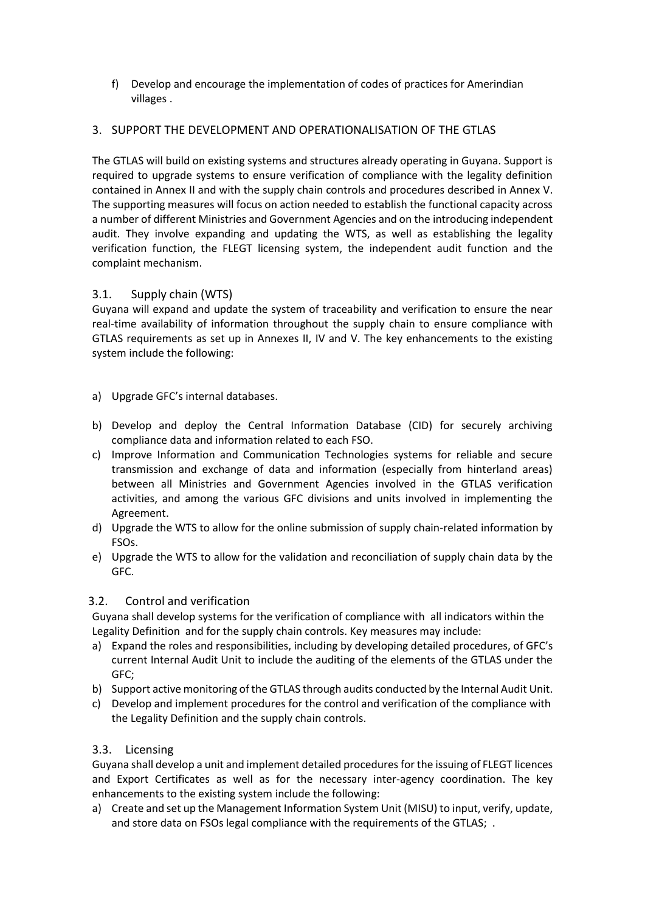f) Develop and encourage the implementation of codes of practices for Amerindian villages .

## 3. SUPPORT THE DEVELOPMENT AND OPERATIONALISATION OF THE GTLAS

The GTLAS will build on existing systems and structures already operating in Guyana. Support is required to upgrade systems to ensure verification of compliance with the legality definition contained in Annex II and with the supply chain controls and procedures described in Annex V. The supporting measures will focus on action needed to establish the functional capacity across a number of different Ministries and Government Agencies and on the introducing independent audit. They involve expanding and updating the WTS, as well as establishing the legality verification function, the FLEGT licensing system, the independent audit function and the complaint mechanism.

### 3.1. Supply chain (WTS)

Guyana will expand and update the system of traceability and verification to ensure the near real-time availability of information throughout the supply chain to ensure compliance with GTLAS requirements as set up in Annexes II, IV and V. The key enhancements to the existing system include the following:

a) Upgrade GFC's internal databases.

b) Develop and deploy the Central Information Database (CID) for securely archiving compliance data and information related to each FSO.
c) Improve Information and Communication Technologies systems for reliable and secure transmission and exchange of data and information (especially from hinterland areas) between all Ministries and Government Agencies involved in the GTLAS verification activities, and among the various GFC divisions and units involved in implementing the Agreement.
d) Upgrade the WTS to allow for the online submission of supply chain-related information by FSOs.
e) Upgrade the WTS to allow for the validation and reconciliation of supply chain data by the GFC.

### 3.2. Control and verification

Guyana shall develop systems for the verification of compliance with all indicators within the Legality Definition and for the supply chain controls. Key measures may include:
a) Expand the roles and responsibilities, including by developing detailed procedures, of GFC's current Internal Audit Unit to include the auditing of the elements of the GTLAS under the GFC;
b) Support active monitoring of the GTLAS through audits conducted by the Internal Audit Unit.
c) Develop and implement procedures for the control and verification of the compliance with the Legality Definition and the supply chain controls.

### 3.3. Licensing

Guyana shall develop a unit and implement detailed procedures for the issuing of FLEGT licences and Export Certificates as well as for the necessary inter-agency coordination. The key enhancements to the existing system include the following:
a) Create and set up the Management Information System Unit (MISU) to input, verify, update, and store data on FSOs legal compliance with the requirements of the GTLAS; .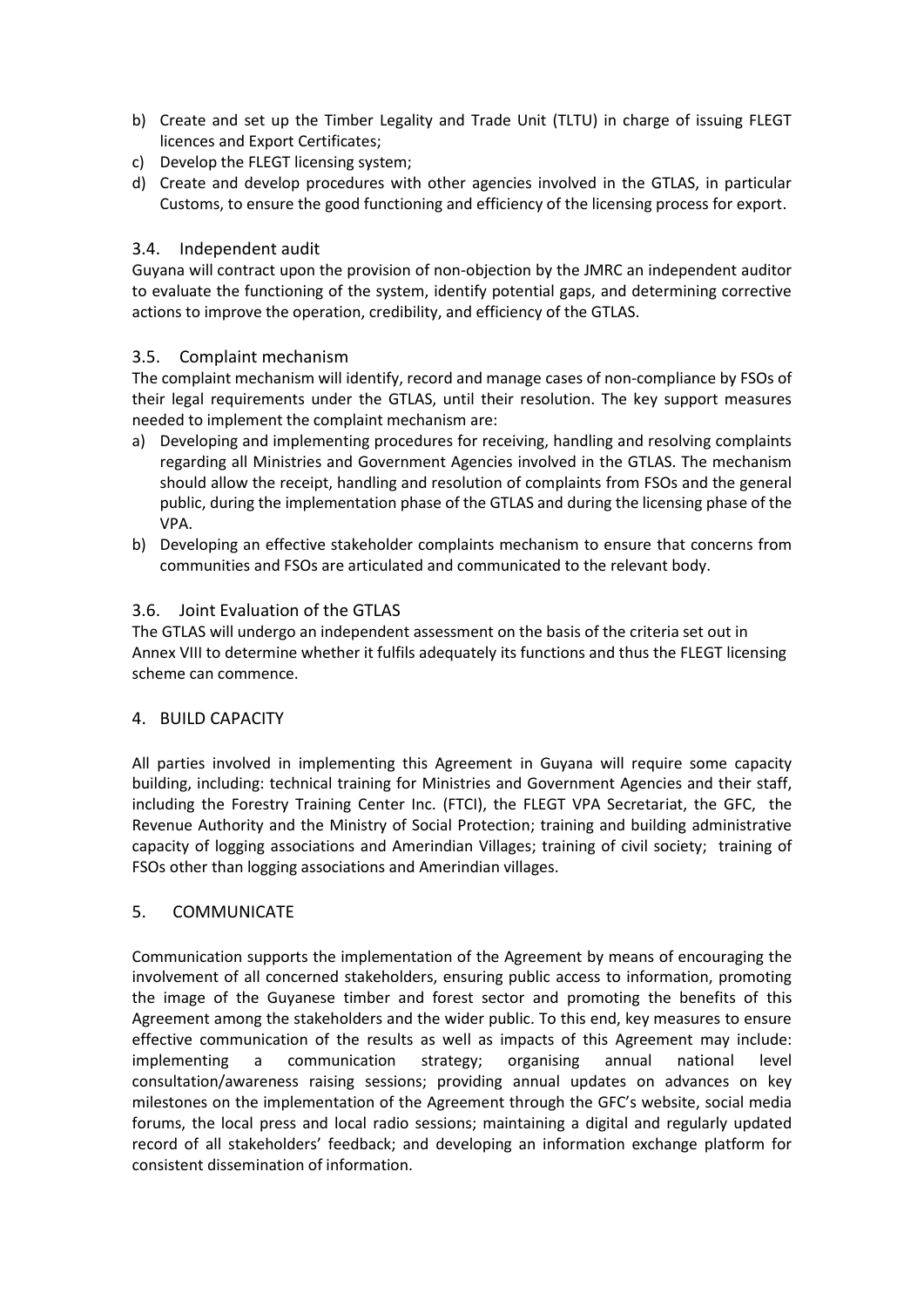b) Create and set up the Timber Legality and Trade Unit (TLTU) in charge of issuing FLEGT licences and Export Certificates;
c) Develop the FLEGT licensing system;
d) Create and develop procedures with other agencies involved in the GTLAS, in particular Customs, to ensure the good functioning and efficiency of the licensing process for export.

### 3.4. Independent audit

Guyana will contract upon the provision of non-objection by the JMRC an independent auditor to evaluate the functioning of the system, identify potential gaps, and determining corrective actions to improve the operation, credibility, and efficiency of the GTLAS.

### 3.5. Complaint mechanism

The complaint mechanism will identify, record and manage cases of non-compliance by FSOs of their legal requirements under the GTLAS, until their resolution. The key support measures needed to implement the complaint mechanism are:

a) Developing and implementing procedures for receiving, handling and resolving complaints regarding all Ministries and Government Agencies involved in the GTLAS. The mechanism should allow the receipt, handling and resolution of complaints from FSOs and the general public, during the implementation phase of the GTLAS and during the licensing phase of the VPA.
b) Developing an effective stakeholder complaints mechanism to ensure that concerns from communities and FSOs are articulated and communicated to the relevant body.

### 3.6. Joint Evaluation of the GTLAS

The GTLAS will undergo an independent assessment on the basis of the criteria set out in Annex VIII to determine whether it fulfils adequately its functions and thus the FLEGT licensing scheme can commence.

## 4. BUILD CAPACITY

All parties involved in implementing this Agreement in Guyana will require some capacity building, including: technical training for Ministries and Government Agencies and their staff, including the Forestry Training Center Inc. (FTCI), the FLEGT VPA Secretariat, the GFC, the Revenue Authority and the Ministry of Social Protection; training and building administrative capacity of logging associations and Amerindian Villages; training of civil society; training of FSOs other than logging associations and Amerindian villages.

## 5. COMMUNICATE

Communication supports the implementation of the Agreement by means of encouraging the involvement of all concerned stakeholders, ensuring public access to information, promoting the image of the Guyanese timber and forest sector and promoting the benefits of this Agreement among the stakeholders and the wider public. To this end, key measures to ensure effective communication of the results as well as impacts of this Agreement may include: implementing a communication strategy; organising annual national level consultation/awareness raising sessions; providing annual updates on advances on key milestones on the implementation of the Agreement through the GFC's website, social media forums, the local press and local radio sessions; maintaining a digital and regularly updated record of all stakeholders' feedback; and developing an information exchange platform for consistent dissemination of information.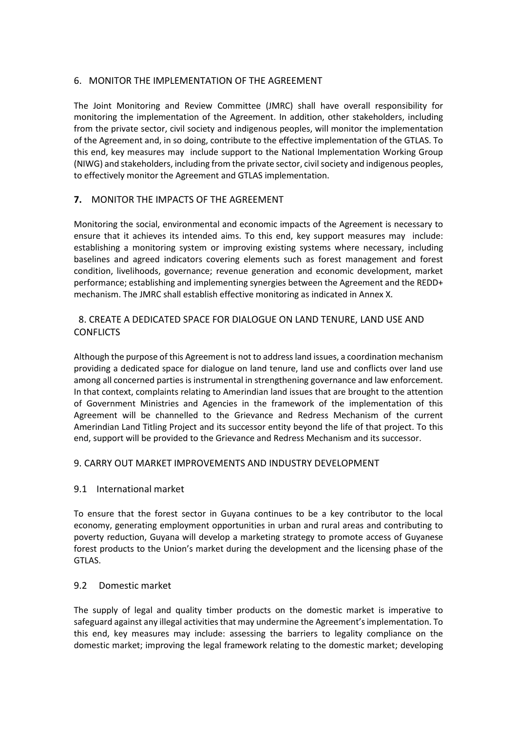## 6. MONITOR THE IMPLEMENTATION OF THE AGREEMENT

The Joint Monitoring and Review Committee (JMRC) shall have overall responsibility for monitoring the implementation of the Agreement. In addition, other stakeholders, including from the private sector, civil society and indigenous peoples, will monitor the implementation of the Agreement and, in so doing, contribute to the effective implementation of the GTLAS. To this end, key measures may include support to the National Implementation Working Group (NIWG) and stakeholders, including from the private sector, civil society and indigenous peoples, to effectively monitor the Agreement and GTLAS implementation.

## **7.** MONITOR THE IMPACTS OF THE AGREEMENT

Monitoring the social, environmental and economic impacts of the Agreement is necessary to ensure that it achieves its intended aims. To this end, key support measures may include: establishing a monitoring system or improving existing systems where necessary, including baselines and agreed indicators covering elements such as forest management and forest condition, livelihoods, governance; revenue generation and economic development, market performance; establishing and implementing synergies between the Agreement and the REDD+ mechanism. The JMRC shall establish effective monitoring as indicated in Annex X.

## 8. CREATE A DEDICATED SPACE FOR DIALOGUE ON LAND TENURE, LAND USE AND CONFLICTS

Although the purpose of this Agreement is not to address land issues, a coordination mechanism providing a dedicated space for dialogue on land tenure, land use and conflicts over land use among all concerned parties is instrumental in strengthening governance and law enforcement. In that context, complaints relating to Amerindian land issues that are brought to the attention of Government Ministries and Agencies in the framework of the implementation of this Agreement will be channelled to the Grievance and Redress Mechanism of the current Amerindian Land Titling Project and its successor entity beyond the life of that project. To this end, support will be provided to the Grievance and Redress Mechanism and its successor.

## 9. CARRY OUT MARKET IMPROVEMENTS AND INDUSTRY DEVELOPMENT

### 9.1 International market

To ensure that the forest sector in Guyana continues to be a key contributor to the local economy, generating employment opportunities in urban and rural areas and contributing to poverty reduction, Guyana will develop a marketing strategy to promote access of Guyanese forest products to the Union's market during the development and the licensing phase of the GTLAS.

### 9.2 Domestic market

The supply of legal and quality timber products on the domestic market is imperative to safeguard against any illegal activities that may undermine the Agreement's implementation. To this end, key measures may include: assessing the barriers to legality compliance on the domestic market; improving the legal framework relating to the domestic market; developing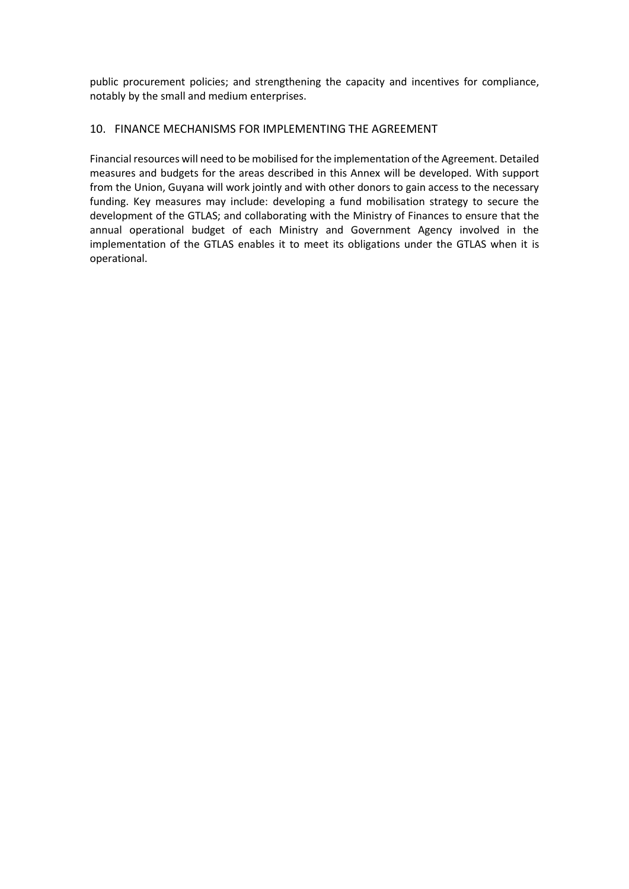public procurement policies; and strengthening the capacity and incentives for compliance, notably by the small and medium enterprises.

## 10. FINANCE MECHANISMS FOR IMPLEMENTING THE AGREEMENT

Financial resources will need to be mobilised for the implementation of the Agreement. Detailed measures and budgets for the areas described in this Annex will be developed. With support from the Union, Guyana will work jointly and with other donors to gain access to the necessary funding. Key measures may include: developing a fund mobilisation strategy to secure the development of the GTLAS; and collaborating with the Ministry of Finances to ensure that the annual operational budget of each Ministry and Government Agency involved in the implementation of the GTLAS enables it to meet its obligations under the GTLAS when it is operational.